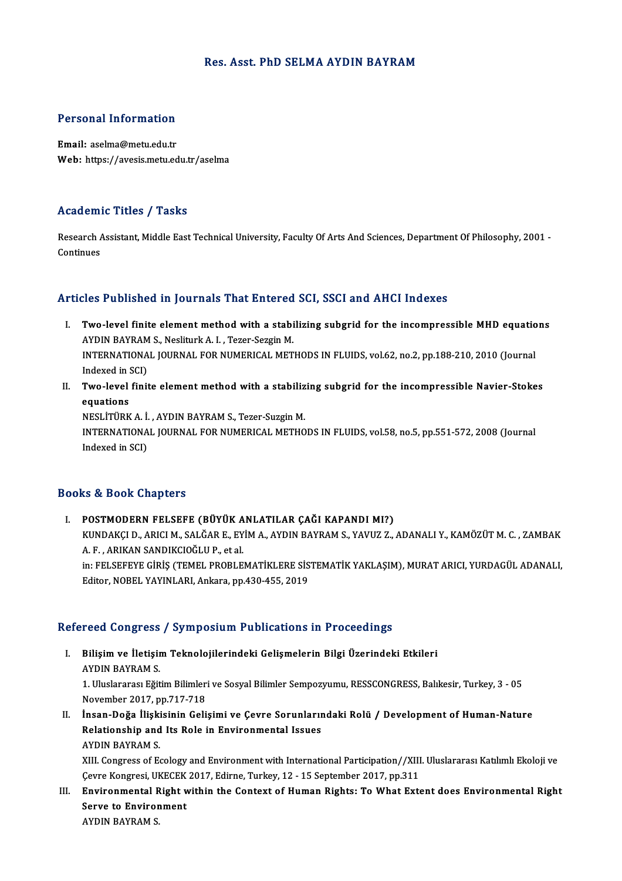# Res. Asst. PhD SELMA AYDIN BAYRAM

## Personal Information

**Email:** aselma@metu.edu.tr
**Web:** https://avesis.metu.edu.tr/aselma

## Academic Titles / Tasks

Research Assistant, Middle East Technical University, Faculty Of Arts And Sciences, Department Of Philosophy, 2001 - Continues

## Articles Published in Journals That Entered SCI, SSCI and AHCI Indexes

I. **Two-level finite element method with a stabilizing subgrid for the incompressible MHD equations**
AYDIN BAYRAM S., Nesliturk A. I. , Tezer-Sezgin M.
INTERNATIONAL JOURNAL FOR NUMERICAL METHODS IN FLUIDS, vol.62, no.2, pp.188-210, 2010 (Journal Indexed in SCI)

II. **Two-level finite element method with a stabilizing subgrid for the incompressible Navier-Stokes equations**
NESLİTÜRK A. İ. , AYDIN BAYRAM S., Tezer-Suzgin M.
INTERNATIONAL JOURNAL FOR NUMERICAL METHODS IN FLUIDS, vol.58, no.5, pp.551-572, 2008 (Journal Indexed in SCI)

## Books & Book Chapters

I. **POSTMODERN FELSEFE (BÜYÜK ANLATILAR ÇAĞI KAPANDI MI?)**
KUNDAKÇI D., ARICI M., SALĞAR E., EYİM A., AYDIN BAYRAM S., YAVUZ Z., ADANALI Y., KAMÖZÜT M. C. , ZAMBAK A. F. , ARIKAN SANDIKCIOĞLU P., et al.
in: FELSEFEYE GİRİŞ (TEMEL PROBLEMATİKLERE SİSTEMATİK YAKLAŞIM), MURAT ARICI, YURDAGÜL ADANALI, Editor, NOBEL YAYINLARI, Ankara, pp.430-455, 2019

## Refereed Congress / Symposium Publications in Proceedings

I. **Bilişim ve İletişim Teknolojilerindeki Gelişmelerin Bilgi Üzerindeki Etkileri**
AYDIN BAYRAM S.
1. Uluslararası Eğitim Bilimleri ve Sosyal Bilimler Sempozyumu, RESSCONGRESS, Balıkesir, Turkey, 3 - 05 November 2017, pp.717-718

II. **İnsan-Doğa İlişkisinin Gelişimi ve Çevre Sorunlarındaki Rolü / Development of Human-Nature Relationship and Its Role in Environmental Issues**
AYDIN BAYRAM S.
XIII. Congress of Ecology and Environment with International Participation//XIII. Uluslararası Katılımlı Ekoloji ve Çevre Kongresi, UKECEK 2017, Edirne, Turkey, 12 - 15 September 2017, pp.311

III. **Environmental Right within the Context of Human Rights: To What Extent does Environmental Right Serve to Environment**
AYDIN BAYRAM S.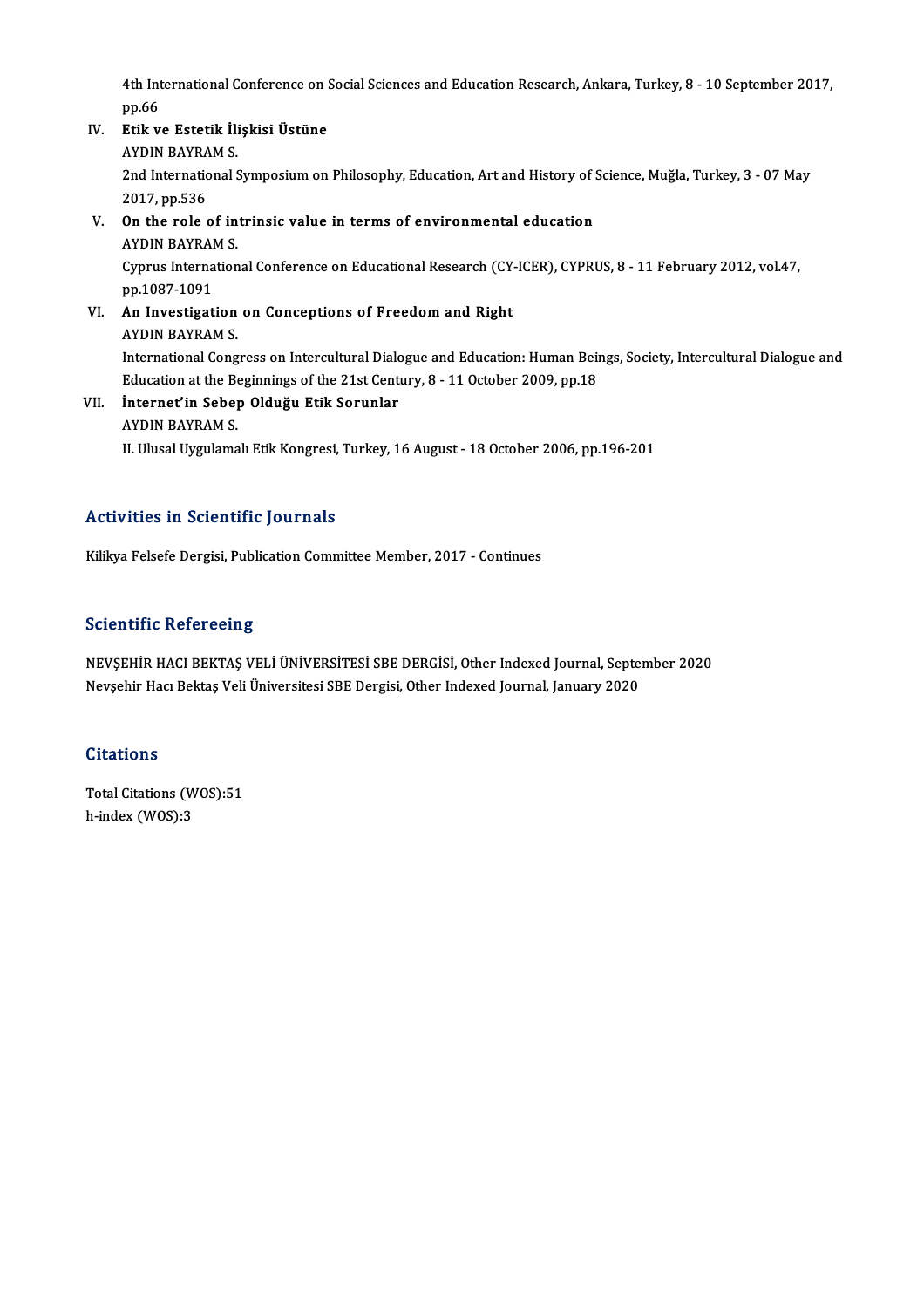4th International Conference on Social Sciences and Education Research, Ankara, Turkey, 8 - 10 September 2017, pp.66

IV. **Etik ve Estetik İlişkisi Üstüne**
AYDIN BAYRAM S.
2nd International Symposium on Philosophy, Education, Art and History of Science, Muğla, Turkey, 3 - 07 May 2017, pp.536

V. **On the role of intrinsic value in terms of environmental education**
AYDIN BAYRAM S.
Cyprus International Conference on Educational Research (CY-ICER), CYPRUS, 8 - 11 February 2012, vol.47, pp.1087-1091

VI. **An Investigation on Conceptions of Freedom and Right**
AYDIN BAYRAM S.
International Congress on Intercultural Dialogue and Education: Human Beings, Society, Intercultural Dialogue and Education at the Beginnings of the 21st Century, 8 - 11 October 2009, pp.18

VII. **İnternet'in Sebep Olduğu Etik Sorunlar**
AYDIN BAYRAM S.
II. Ulusal Uygulamalı Etik Kongresi, Turkey, 16 August - 18 October 2006, pp.196-201

## Activities in Scientific Journals

Kilikya Felsefe Dergisi, Publication Committee Member, 2017 - Continues

## Scientific Refereeing

NEVŞEHİR HACI BEKTAŞ VELİ ÜNİVERSİTESİ SBE DERGİSİ, Other Indexed Journal, September 2020
Nevşehir Hacı Bektaş Veli Üniversitesi SBE Dergisi, Other Indexed Journal, January 2020

## Citations

Total Citations (WOS):51
h-index (WOS):3